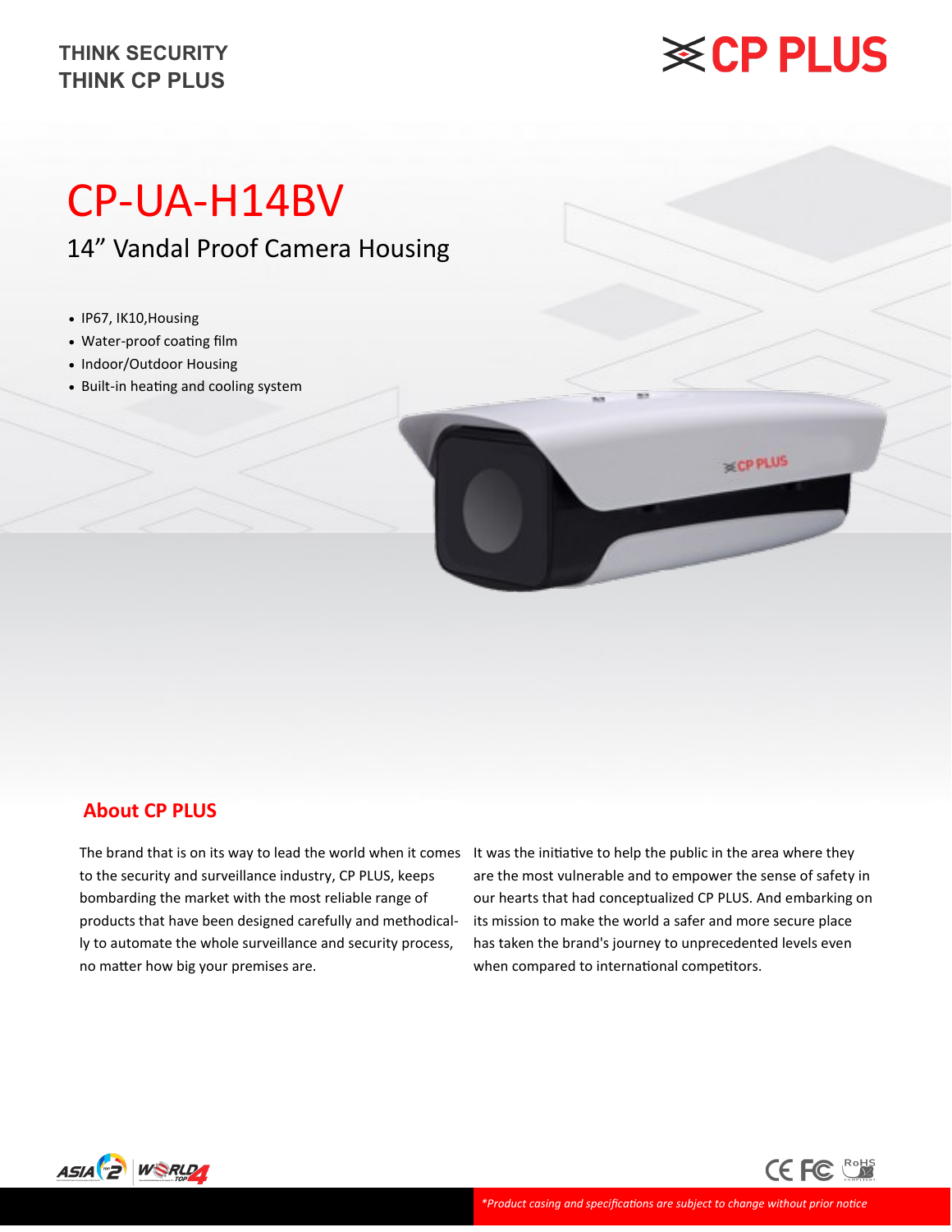THINK SECURITY
THINK CP PLUS

# CP-UA-H14BV

## 14” Vandal Proof Camera Housing

- IP67, IK10,Housing
- Water-proof coating film
- Indoor/Outdoor Housing
- Built-in heating and cooling system

## About CP PLUS

The brand that is on its way to lead the world when it comes to the security and surveillance industry, CP PLUS, keeps bombarding the market with the most reliable range of products that have been designed carefully and methodically to automate the whole surveillance and security process, no matter how big your premises are.

It was the initiative to help the public in the area where they are the most vulnerable and to empower the sense of safety in our hearts that had conceptualized CP PLUS. And embarking on its mission to make the world a safer and more secure place has taken the brand's journey to unprecedented levels even when compared to international competitors.

*\*Product casing and specifications are subject to change without prior notice*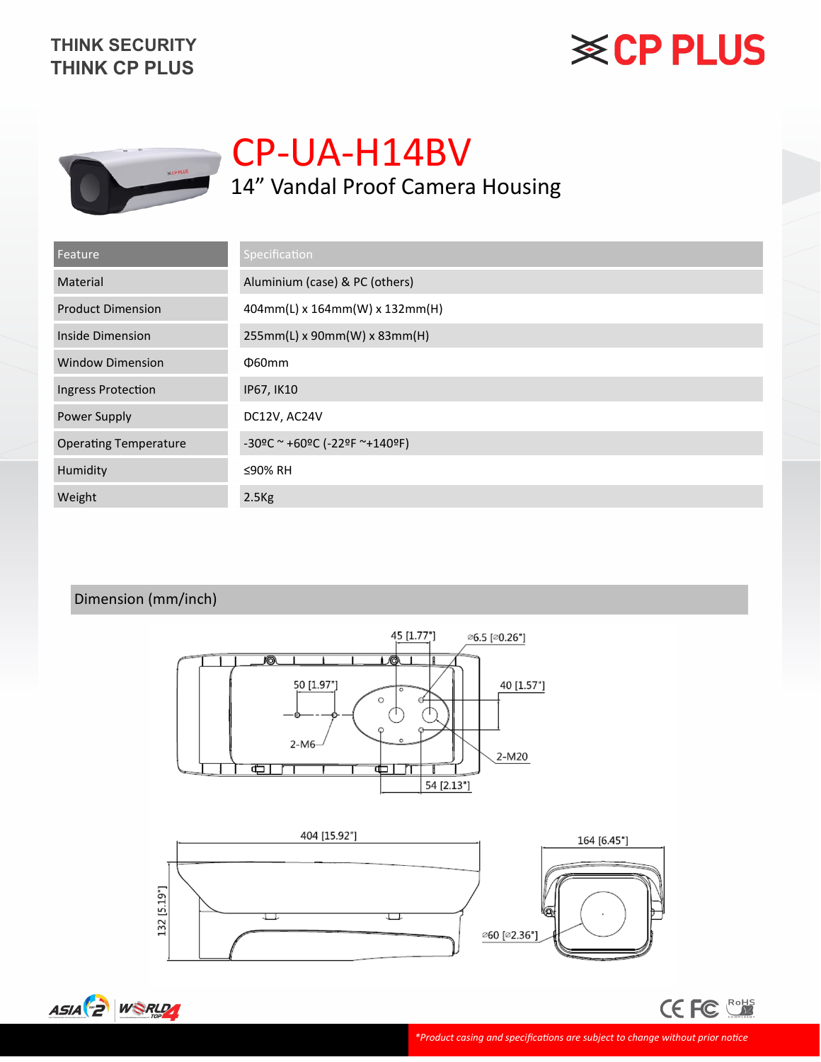THINK SECURITY
THINK CP PLUS

# CP-UA-H14BV

## 14” Vandal Proof Camera Housing

| Feature | Specification |
|---|---|
| Material | Aluminium (case) & PC (others) |
| Product Dimension | 404mm(L) x 164mm(W) x 132mm(H) |
| Inside Dimension | 255mm(L) x 90mm(W) x 83mm(H) |
| Window Dimension | Φ60mm |
| Ingress Protection | IP67, IK10 |
| Power Supply | DC12V, AC24V |
| Operating Temperature | -30ºC ~ +60ºC (-22ºF ~+140ºF) |
| Humidity | ≤90% RH |
| Weight | 2.5Kg |

## Dimension (mm/inch)

45 [1.77"]
⌀6.5 [⌀0.26"]
50 [1.97"]
40 [1.57"]
2-M6
2-M20
54 [2.13"]
404 [15.92"]
164 [6.45"]
132 [5.19"]
⌀60 [⌀2.36"]

*Product casing and specifications are subject to change without prior notice*